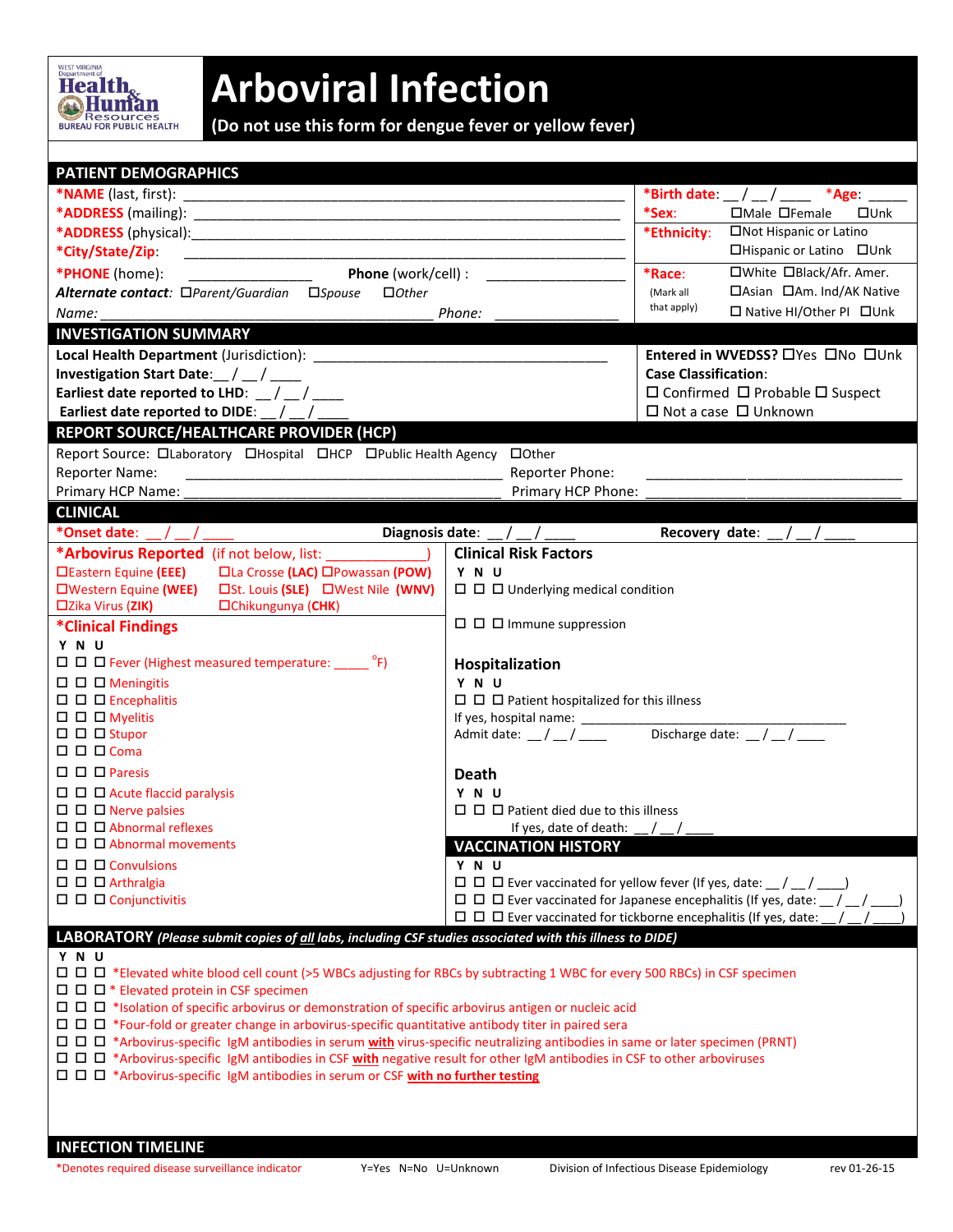WEST VIRGINIA Department of Health & Human Resources BUREAU FOR PUBLIC HEALTH

# Arboviral Infection

**(Do not use this form for dengue fever or yellow fever)**

## PATIENT DEMOGRAPHICS

***NAME** (last, first): ________________________________________

***ADDRESS** (mailing): ________________________________________

***ADDRESS** (physical): ________________________________________

***City/State/Zip**: ________________________________________

***PHONE** (home): ________________ **Phone** (work/cell) : ________________

***Alternate contact:*** ☐Parent/Guardian ☐Spouse ☐Other

*Name:* ________________________________ *Phone:* ________________

***Birth date**: __ / __ / ____ ***Age**: _____

***Sex**: ☐Male ☐Female ☐Unk

***Ethnicity**: ☐Not Hispanic or Latino ☐Hispanic or Latino ☐Unk

***Race**: (Mark all that apply) ☐White ☐Black/Afr. Amer. ☐Asian ☐Am. Ind/AK Native ☐ Native HI/Other PI ☐Unk

## INVESTIGATION SUMMARY

**Local Health Department** (Jurisdiction): ________________________________

**Investigation Start Date**:__ / __ / ____

**Earliest date reported to LHD**: __ / __ / ____

**Earliest date reported to DIDE**: __ / __ / ____

**Entered in WVEDSS?** ☐Yes ☐No ☐Unk

**Case Classification**:
☐ Confirmed ☐ Probable ☐ Suspect
☐ Not a case ☐ Unknown

## REPORT SOURCE/HEALTHCARE PROVIDER (HCP)

Report Source: ☐Laboratory ☐Hospital ☐HCP ☐Public Health Agency ☐Other

Reporter Name: ________________________________ Reporter Phone: ________________________________

Primary HCP Name: ________________________________ Primary HCP Phone: ________________________________

## CLINICAL

***Onset date**: __ / __ / ____ **Diagnosis date**: __ / __ / ____ **Recovery date**: __ / __ / ____

### *Arbovirus Reported (if not below, list: ____________)

☐Eastern Equine **(EEE)** ☐La Crosse **(LAC)** ☐Powassan **(POW)**
☐Western Equine **(WEE)** ☐St. Louis **(SLE)** ☐West Nile **(WNV)**
☐Zika Virus **(ZIK)** ☐Chikungunya **(CHK)**

### *Clinical Findings

Y N U
☐ ☐ ☐ Fever (Highest measured temperature: _____ °F)
☐ ☐ ☐ Meningitis
☐ ☐ ☐ Encephalitis
☐ ☐ ☐ Myelitis
☐ ☐ ☐ Stupor
☐ ☐ ☐ Coma
☐ ☐ ☐ Paresis
☐ ☐ ☐ Acute flaccid paralysis
☐ ☐ ☐ Nerve palsies
☐ ☐ ☐ Abnormal reflexes
☐ ☐ ☐ Abnormal movements
☐ ☐ ☐ Convulsions
☐ ☐ ☐ Arthralgia
☐ ☐ ☐ Conjunctivitis

### Clinical Risk Factors

Y N U
☐ ☐ ☐ Underlying medical condition
☐ ☐ ☐ Immune suppression

### Hospitalization

Y N U
☐ ☐ ☐ Patient hospitalized for this illness
If yes, hospital name: ________________________________
Admit date: __ / __ / ____ Discharge date: __ / __ / ____

### Death

Y N U
☐ ☐ ☐ Patient died due to this illness
If yes, date of death: __ / __ / ____

## VACCINATION HISTORY

Y N U
☐ ☐ ☐ Ever vaccinated for yellow fever (If yes, date: __ / __ / ____)
☐ ☐ ☐ Ever vaccinated for Japanese encephalitis (If yes, date: __ / __ / ____)
☐ ☐ ☐ Ever vaccinated for tickborne encephalitis (If yes, date: __ / __ / ____)

## LABORATORY *(Please submit copies of all labs, including CSF studies associated with this illness to DIDE)*

Y N U
☐ ☐ ☐ *Elevated white blood cell count (>5 WBCs adjusting for RBCs by subtracting 1 WBC for every 500 RBCs) in CSF specimen
☐ ☐ ☐ * Elevated protein in CSF specimen
☐ ☐ ☐ *Isolation of specific arbovirus or demonstration of specific arbovirus antigen or nucleic acid
☐ ☐ ☐ *Four-fold or greater change in arbovirus-specific quantitative antibody titer in paired sera
☐ ☐ ☐ *Arbovirus-specific IgM antibodies in serum **with** virus-specific neutralizing antibodies in same or later specimen (PRNT)
☐ ☐ ☐ *Arbovirus-specific IgM antibodies in CSF **with** negative result for other IgM antibodies in CSF to other arboviruses
☐ ☐ ☐ *Arbovirus-specific IgM antibodies in serum or CSF **with no further testing**

## INFECTION TIMELINE

*Denotes required disease surveillance indicator Y=Yes N=No U=Unknown Division of Infectious Disease Epidemiology rev 01-26-15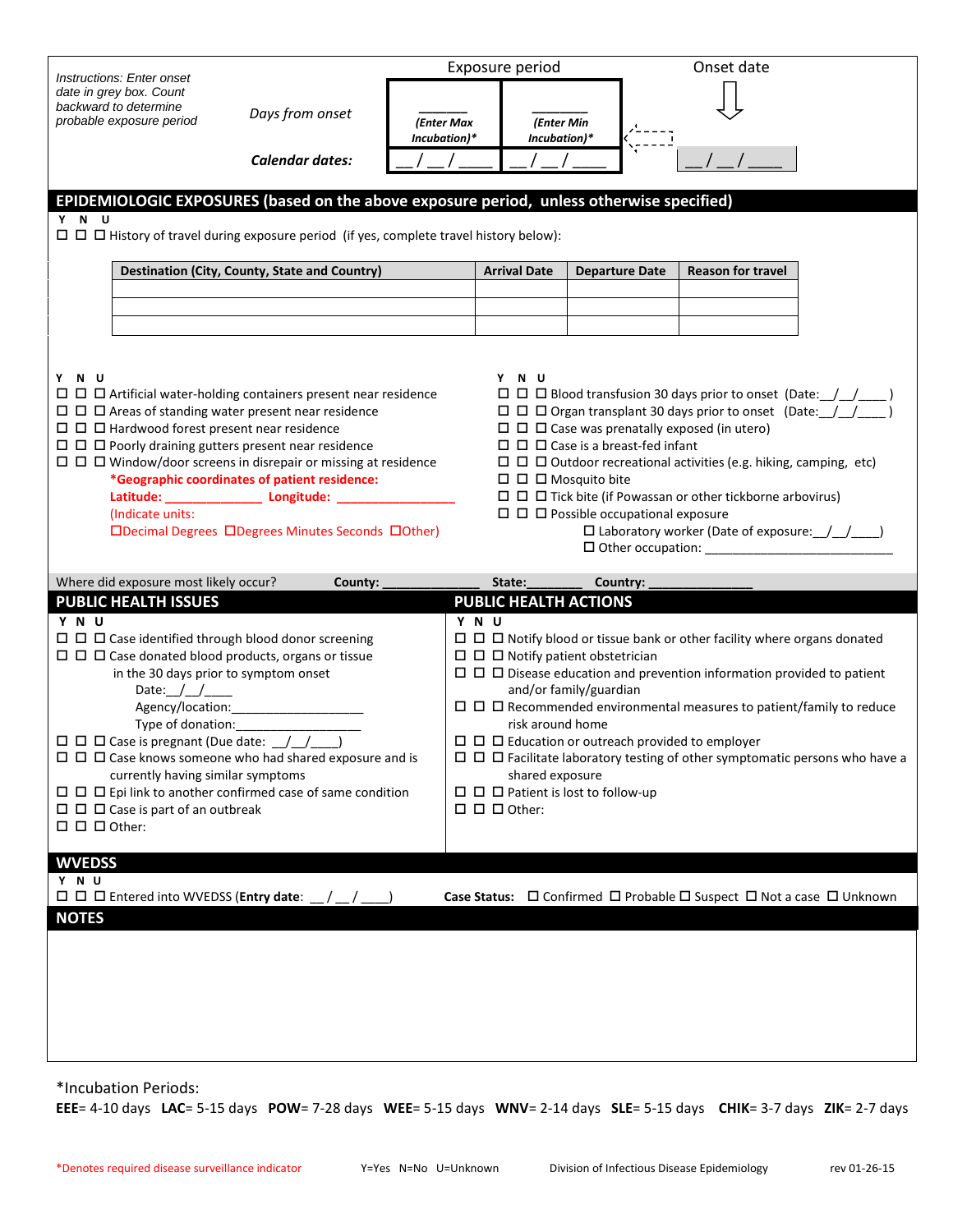*Instructions: Enter onset date in grey box. Count backward to determine probable exposure period*

| | Exposure period | | | Onset date |
|---|---|---|---|---|
| *Days from onset* | ______ *(Enter Max Incubation)** | ______ *(Enter Min Incubation)** | ⇠ | ⇩ |
| ***Calendar dates:*** | __/__/____ | __/__/____ | | __/__/____ |

## EPIDEMIOLOGIC EXPOSURES (based on the above exposure period, unless otherwise specified)

Y N U
☐ ☐ ☐ History of travel during exposure period (if yes, complete travel history below):

| Destination (City, County, State and Country) | Arrival Date | Departure Date | Reason for travel |
|---|---|---|---|
| | | | |
| | | | |
| | | | |

Y N U
☐ ☐ ☐ Artificial water-holding containers present near residence
☐ ☐ ☐ Areas of standing water present near residence
☐ ☐ ☐ Hardwood forest present near residence
☐ ☐ ☐ Poorly draining gutters present near residence
☐ ☐ ☐ Window/door screens in disrepair or missing at residence

***Geographic coordinates of patient residence:**
**Latitude:** _____________ **Longitude:** ________________
(Indicate units:
☐Decimal Degrees ☐Degrees Minutes Seconds ☐Other)

Y N U
☐ ☐ ☐ Blood transfusion 30 days prior to onset (Date:__/__/____ )
☐ ☐ ☐ Organ transplant 30 days prior to onset (Date:__/__/____ )
☐ ☐ ☐ Case was prenatally exposed (in utero)
☐ ☐ ☐ Case is a breast-fed infant
☐ ☐ ☐ Outdoor recreational activities (e.g. hiking, camping, etc)
☐ ☐ ☐ Mosquito bite
☐ ☐ ☐ Tick bite (if Powassan or other tickborne arbovirus)
☐ ☐ ☐ Possible occupational exposure
☐ Laboratory worker (Date of exposure:__/__/____)
☐ Other occupation: _________________________

Where did exposure most likely occur? **County:** ______________ **State:**________ **Country:** _______________

## PUBLIC HEALTH ISSUES

Y N U
☐ ☐ ☐ Case identified through blood donor screening
☐ ☐ ☐ Case donated blood products, organs or tissue in the 30 days prior to symptom onset
Date:__/__/____
Agency/location:___________________
Type of donation:__________________
☐ ☐ ☐ Case is pregnant (Due date: __/__/____)
☐ ☐ ☐ Case knows someone who had shared exposure and is currently having similar symptoms
☐ ☐ ☐ Epi link to another confirmed case of same condition
☐ ☐ ☐ Case is part of an outbreak
☐ ☐ ☐ Other:

## PUBLIC HEALTH ACTIONS

Y N U
☐ ☐ ☐ Notify blood or tissue bank or other facility where organs donated
☐ ☐ ☐ Notify patient obstetrician
☐ ☐ ☐ Disease education and prevention information provided to patient and/or family/guardian
☐ ☐ ☐ Recommended environmental measures to patient/family to reduce risk around home
☐ ☐ ☐ Education or outreach provided to employer
☐ ☐ ☐ Facilitate laboratory testing of other symptomatic persons who have a shared exposure
☐ ☐ ☐ Patient is lost to follow-up
☐ ☐ ☐ Other:

## WVEDSS

Y N U
☐ ☐ ☐ Entered into WVEDSS (**Entry date**: __/__/____)

**Case Status:** ☐ Confirmed ☐ Probable ☐ Suspect ☐ Not a case ☐ Unknown

## NOTES

*Incubation Periods:
**EEE**= 4-10 days **LAC**= 5-15 days **POW**= 7-28 days **WEE**= 5-15 days **WNV**= 2-14 days **SLE**= 5-15 days **CHIK**= 3-7 days **ZIK**= 2-7 days

*Denotes required disease surveillance indicator    Y=Yes N=No U=Unknown    Division of Infectious Disease Epidemiology    rev 01-26-15